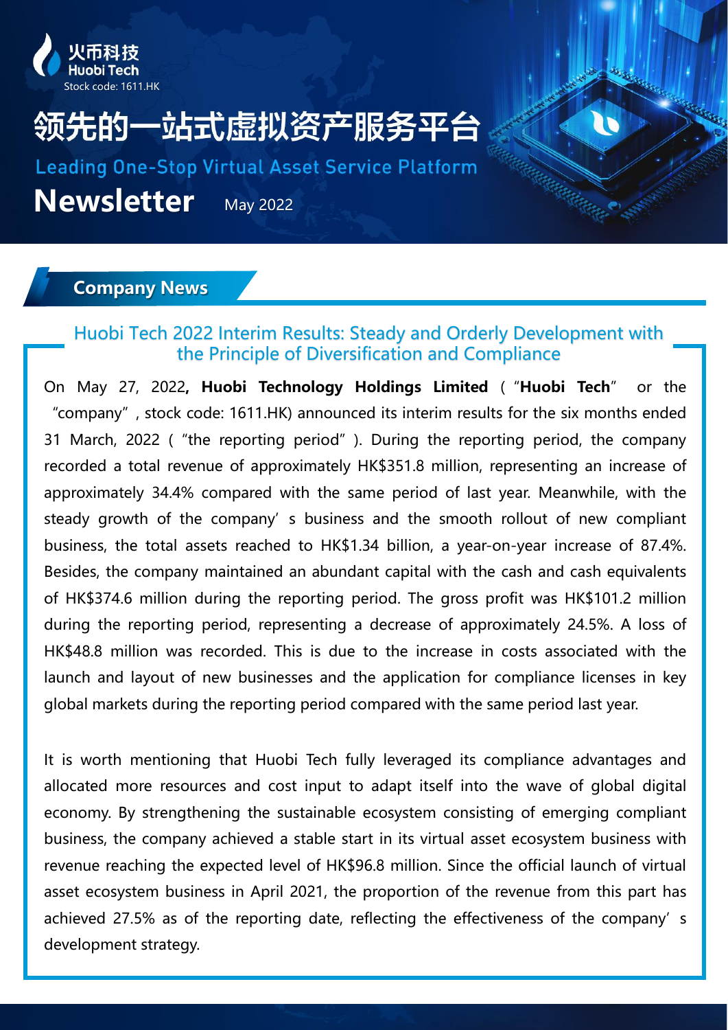火币科技
Huobi Tech
Stock code: 1611.HK

# 领先的一站式虚拟资产服务平台

Leading One-Stop Virtual Asset Service Platform

# Newsletter

May 2022

## Company News

### Huobi Tech 2022 Interim Results: Steady and Orderly Development with the Principle of Diversification and Compliance

On May 27, 2022**, Huobi Technology Holdings Limited** ("**Huobi Tech**" or the "company", stock code: 1611.HK) announced its interim results for the six months ended 31 March, 2022 ("the reporting period"). During the reporting period, the company recorded a total revenue of approximately HK$351.8 million, representing an increase of approximately 34.4% compared with the same period of last year. Meanwhile, with the steady growth of the company's business and the smooth rollout of new compliant business, the total assets reached to HK$1.34 billion, a year-on-year increase of 87.4%. Besides, the company maintained an abundant capital with the cash and cash equivalents of HK$374.6 million during the reporting period. The gross profit was HK$101.2 million during the reporting period, representing a decrease of approximately 24.5%. A loss of HK$48.8 million was recorded. This is due to the increase in costs associated with the launch and layout of new businesses and the application for compliance licenses in key global markets during the reporting period compared with the same period last year.

It is worth mentioning that Huobi Tech fully leveraged its compliance advantages and allocated more resources and cost input to adapt itself into the wave of global digital economy. By strengthening the sustainable ecosystem consisting of emerging compliant business, the company achieved a stable start in its virtual asset ecosystem business with revenue reaching the expected level of HK$96.8 million. Since the official launch of virtual asset ecosystem business in April 2021, the proportion of the revenue from this part has achieved 27.5% as of the reporting date, reflecting the effectiveness of the company's development strategy.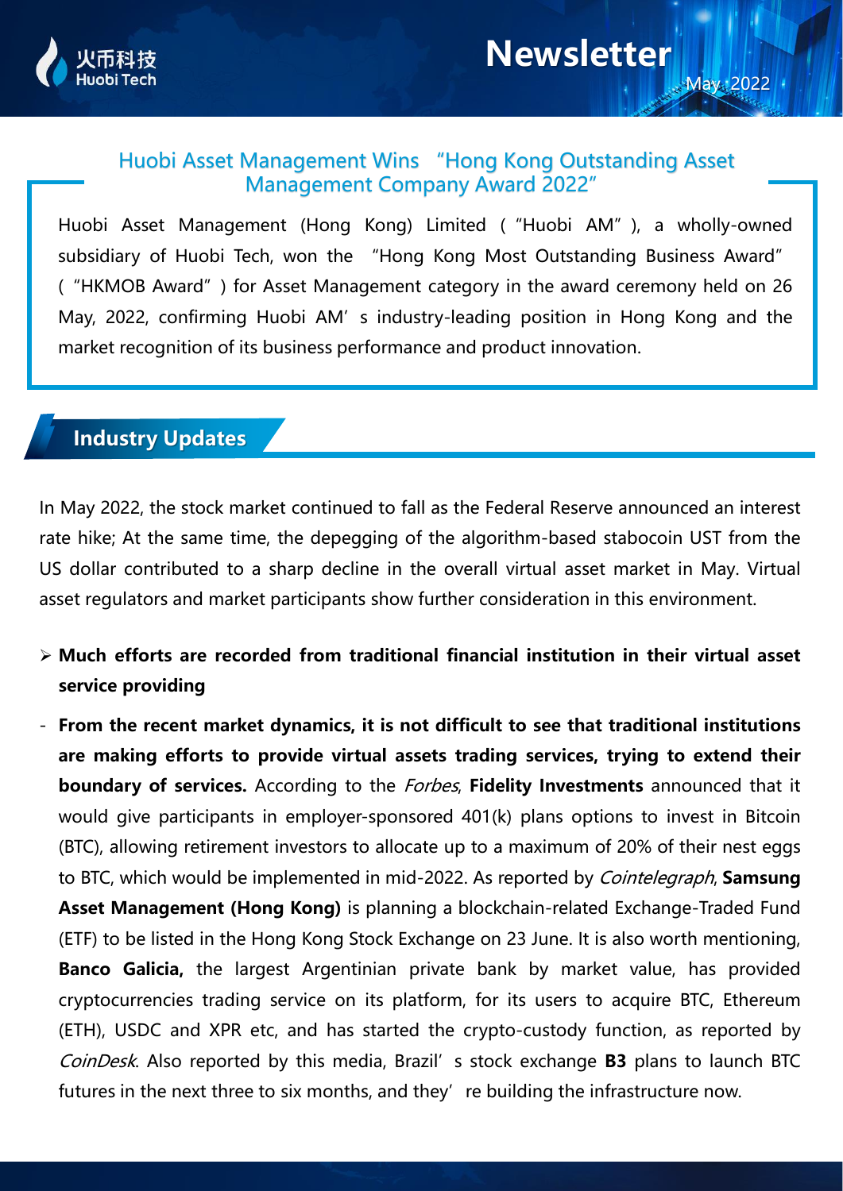## Huobi Asset Management Wins "Hong Kong Outstanding Asset Management Company Award 2022"

Huobi Asset Management (Hong Kong) Limited ("Huobi AM"), a wholly-owned subsidiary of Huobi Tech, won the "Hong Kong Most Outstanding Business Award" ("HKMOB Award") for Asset Management category in the award ceremony held on 26 May, 2022, confirming Huobi AM's industry-leading position in Hong Kong and the market recognition of its business performance and product innovation.

## Industry Updates

In May 2022, the stock market continued to fall as the Federal Reserve announced an interest rate hike; At the same time, the depegging of the algorithm-based stabocoin UST from the US dollar contributed to a sharp decline in the overall virtual asset market in May. Virtual asset regulators and market participants show further consideration in this environment.

- **Much efforts are recorded from traditional financial institution in their virtual asset service providing**

- **From the recent market dynamics, it is not difficult to see that traditional institutions are making efforts to provide virtual assets trading services, trying to extend their boundary of services.** According to the *Forbes*, **Fidelity Investments** announced that it would give participants in employer-sponsored 401(k) plans options to invest in Bitcoin (BTC), allowing retirement investors to allocate up to a maximum of 20% of their nest eggs to BTC, which would be implemented in mid-2022. As reported by *Cointelegraph*, **Samsung Asset Management (Hong Kong)** is planning a blockchain-related Exchange-Traded Fund (ETF) to be listed in the Hong Kong Stock Exchange on 23 June. It is also worth mentioning, **Banco Galicia,** the largest Argentinian private bank by market value, has provided cryptocurrencies trading service on its platform, for its users to acquire BTC, Ethereum (ETH), USDC and XPR etc, and has started the crypto-custody function, as reported by *CoinDesk*. Also reported by this media, Brazil's stock exchange **B3** plans to launch BTC futures in the next three to six months, and they're building the infrastructure now.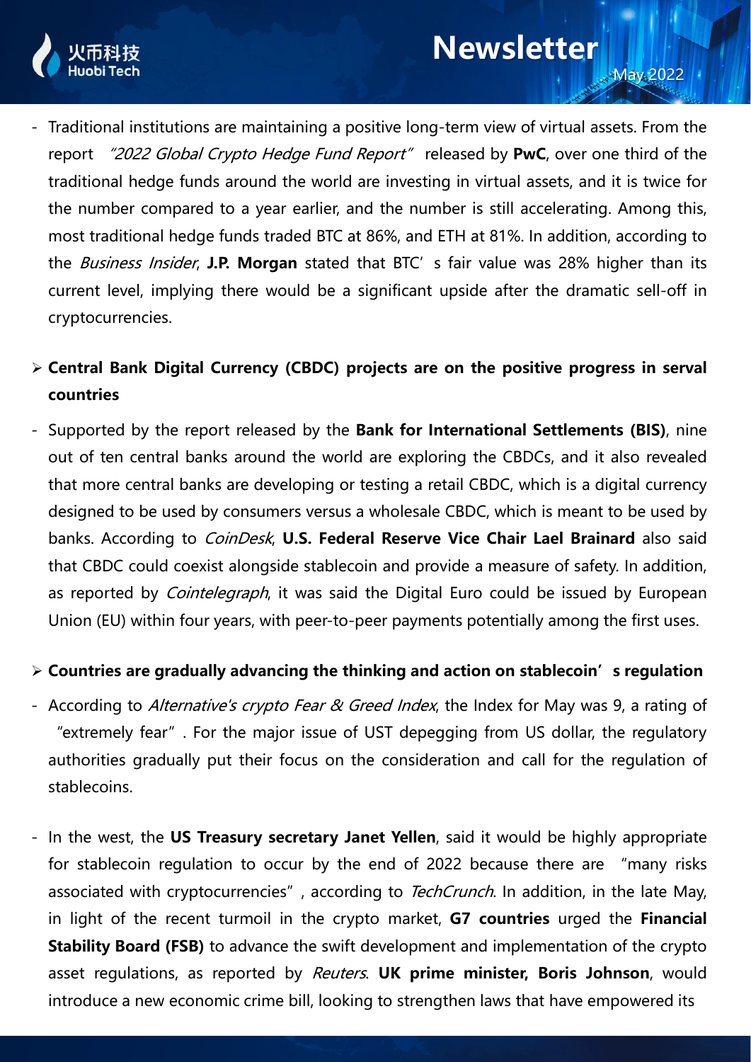- Traditional institutions are maintaining a positive long-term view of virtual assets. From the report *"2022 Global Crypto Hedge Fund Report"* released by **PwC**, over one third of the traditional hedge funds around the world are investing in virtual assets, and it is twice for the number compared to a year earlier, and the number is still accelerating. Among this, most traditional hedge funds traded BTC at 86%, and ETH at 81%. In addition, according to the *Business Insider*, **J.P. Morgan** stated that BTC's fair value was 28% higher than its current level, implying there would be a significant upside after the dramatic sell-off in cryptocurrencies.

- **Central Bank Digital Currency (CBDC) projects are on the positive progress in serval countries**

- Supported by the report released by the **Bank for International Settlements (BIS)**, nine out of ten central banks around the world are exploring the CBDCs, and it also revealed that more central banks are developing or testing a retail CBDC, which is a digital currency designed to be used by consumers versus a wholesale CBDC, which is meant to be used by banks. According to *CoinDesk*, **U.S. Federal Reserve Vice Chair Lael Brainard** also said that CBDC could coexist alongside stablecoin and provide a measure of safety. In addition, as reported by *Cointelegraph*, it was said the Digital Euro could be issued by European Union (EU) within four years, with peer-to-peer payments potentially among the first uses.

- **Countries are gradually advancing the thinking and action on stablecoin's regulation**

- According to *Alternative's crypto Fear & Greed Index*, the Index for May was 9, a rating of "extremely fear". For the major issue of UST depegging from US dollar, the regulatory authorities gradually put their focus on the consideration and call for the regulation of stablecoins.

- In the west, the **US Treasury secretary Janet Yellen**, said it would be highly appropriate for stablecoin regulation to occur by the end of 2022 because there are "many risks associated with cryptocurrencies", according to *TechCrunch*. In addition, in the late May, in light of the recent turmoil in the crypto market, **G7 countries** urged the **Financial Stability Board (FSB)** to advance the swift development and implementation of the crypto asset regulations, as reported by *Reuters*. **UK prime minister, Boris Johnson**, would introduce a new economic crime bill, looking to strengthen laws that have empowered its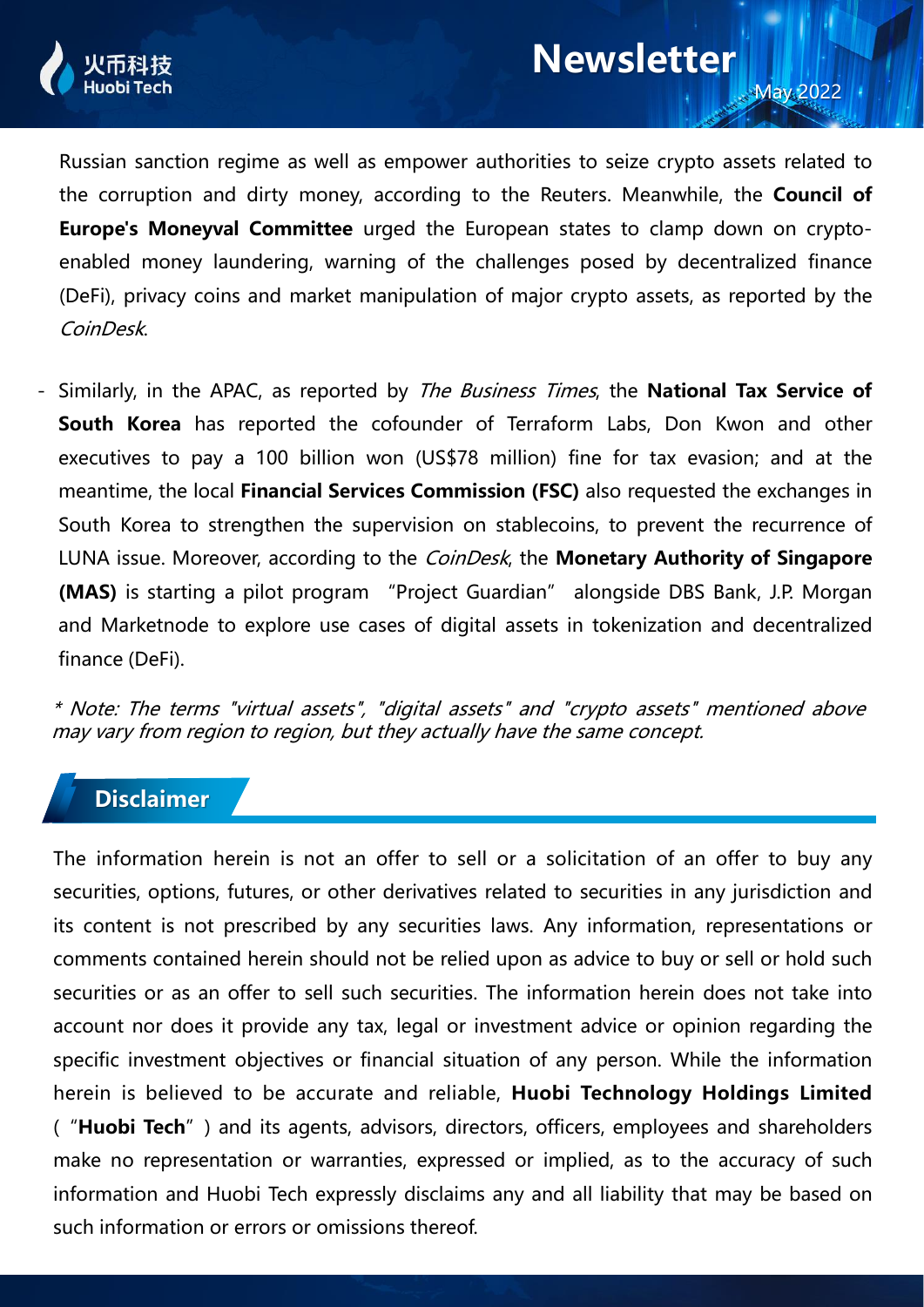Russian sanction regime as well as empower authorities to seize crypto assets related to the corruption and dirty money, according to the Reuters. Meanwhile, the **Council of Europe's Moneyval Committee** urged the European states to clamp down on crypto-enabled money laundering, warning of the challenges posed by decentralized finance (DeFi), privacy coins and market manipulation of major crypto assets, as reported by the *CoinDesk*.

- Similarly, in the APAC, as reported by *The Business Times*, the **National Tax Service of South Korea** has reported the cofounder of Terraform Labs, Don Kwon and other executives to pay a 100 billion won (US$78 million) fine for tax evasion; and at the meantime, the local **Financial Services Commission (FSC)** also requested the exchanges in South Korea to strengthen the supervision on stablecoins, to prevent the recurrence of LUNA issue. Moreover, according to the *CoinDesk*, the **Monetary Authority of Singapore (MAS)** is starting a pilot program "Project Guardian" alongside DBS Bank, J.P. Morgan and Marketnode to explore use cases of digital assets in tokenization and decentralized finance (DeFi).

*\* Note: The terms "virtual assets", "digital assets" and "crypto assets" mentioned above may vary from region to region, but they actually have the same concept.*

## Disclaimer

The information herein is not an offer to sell or a solicitation of an offer to buy any securities, options, futures, or other derivatives related to securities in any jurisdiction and its content is not prescribed by any securities laws. Any information, representations or comments contained herein should not be relied upon as advice to buy or sell or hold such securities or as an offer to sell such securities. The information herein does not take into account nor does it provide any tax, legal or investment advice or opinion regarding the specific investment objectives or financial situation of any person. While the information herein is believed to be accurate and reliable, **Huobi Technology Holdings Limited** ("**Huobi Tech**") and its agents, advisors, directors, officers, employees and shareholders make no representation or warranties, expressed or implied, as to the accuracy of such information and Huobi Tech expressly disclaims any and all liability that may be based on such information or errors or omissions thereof.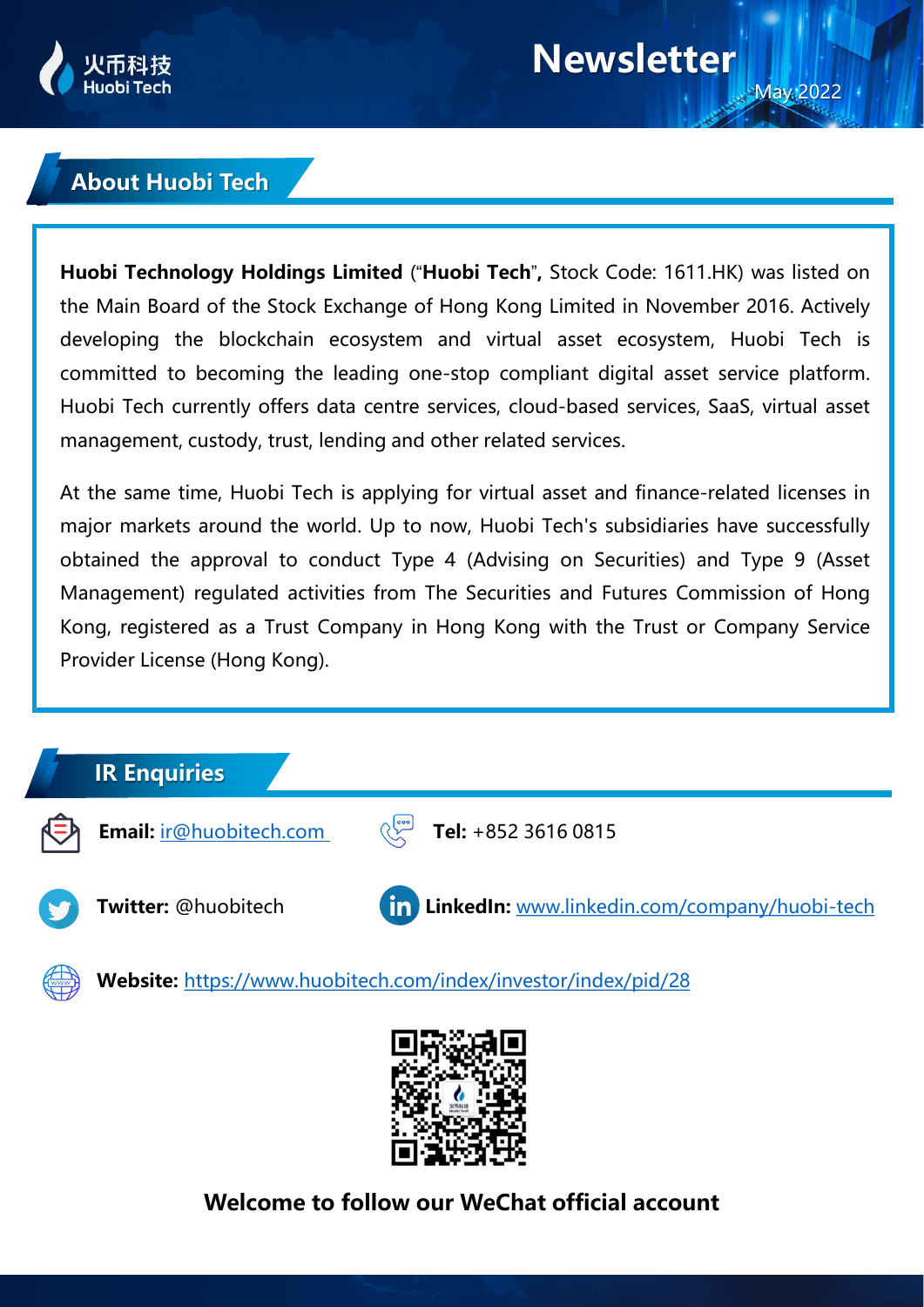## About Huobi Tech

**Huobi Technology Holdings Limited** ("**Huobi Tech**"**,** Stock Code: 1611.HK) was listed on the Main Board of the Stock Exchange of Hong Kong Limited in November 2016. Actively developing the blockchain ecosystem and virtual asset ecosystem, Huobi Tech is committed to becoming the leading one-stop compliant digital asset service platform. Huobi Tech currently offers data centre services, cloud-based services, SaaS, virtual asset management, custody, trust, lending and other related services.

At the same time, Huobi Tech is applying for virtual asset and finance-related licenses in major markets around the world. Up to now, Huobi Tech's subsidiaries have successfully obtained the approval to conduct Type 4 (Advising on Securities) and Type 9 (Asset Management) regulated activities from The Securities and Futures Commission of Hong Kong, registered as a Trust Company in Hong Kong with the Trust or Company Service Provider License (Hong Kong).

## IR Enquiries

**Email:** ir@huobitech.com

**Tel:** +852 3616 0815

**Twitter:** @huobitech

**LinkedIn:** www.linkedin.com/company/huobi-tech

**Website:** https://www.huobitech.com/index/investor/index/pid/28

**Welcome to follow our WeChat official account**